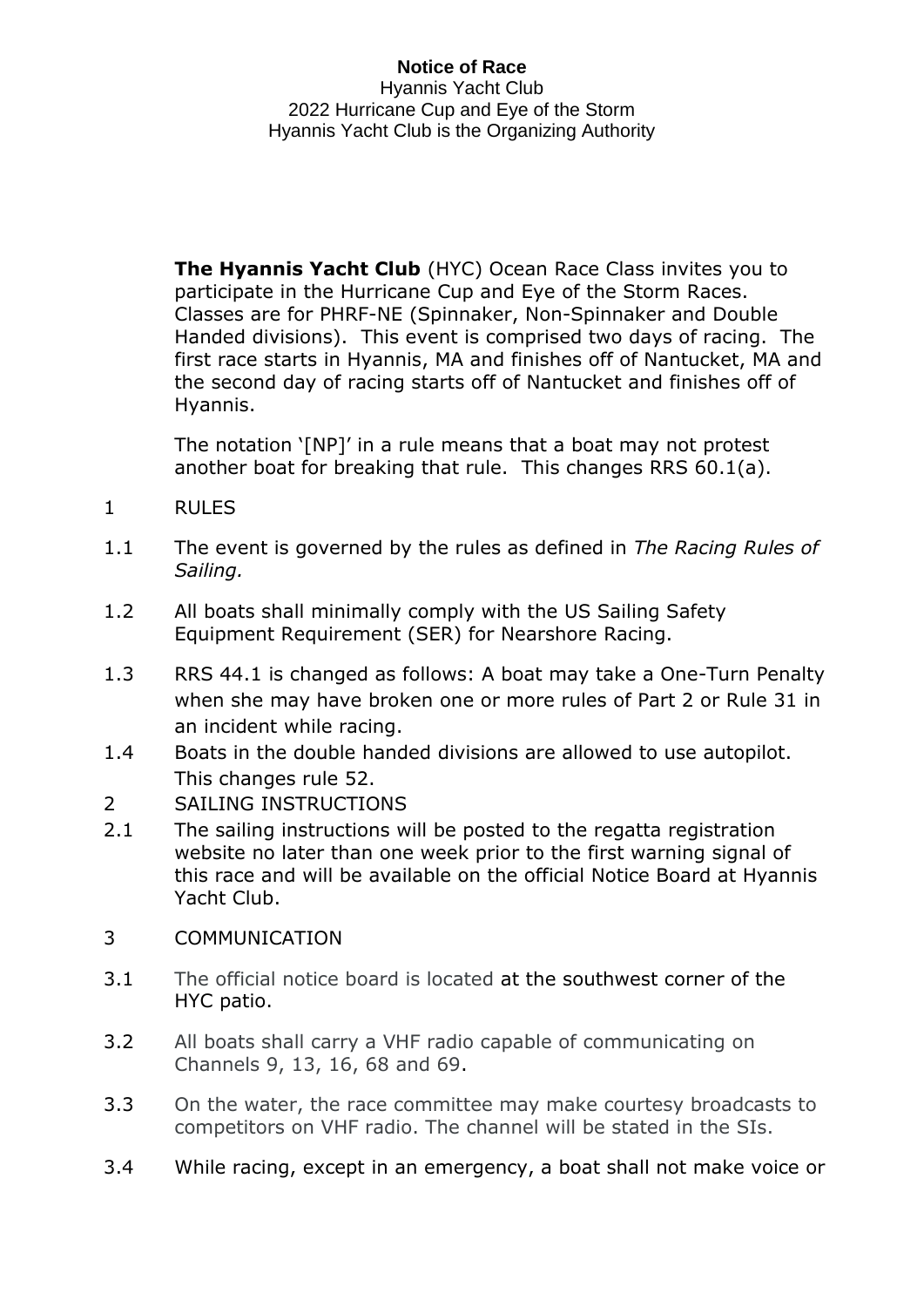**Notice of Race**

Hyannis Yacht Club

2022 Hurricane Cup and Eye of the Storm

Hyannis Yacht Club is the Organizing Authority

**The Hyannis Yacht Club** (HYC) Ocean Race Class invites you to participate in the Hurricane Cup and Eye of the Storm Races. Classes are for PHRF-NE (Spinnaker, Non-Spinnaker and Double Handed divisions). This event is comprised two days of racing. The first race starts in Hyannis, MA and finishes off of Nantucket, MA and the second day of racing starts off of Nantucket and finishes off of Hyannis.

The notation '[NP]' in a rule means that a boat may not protest another boat for breaking that rule. This changes RRS 60.1(a).

1 RULES

1.1 The event is governed by the rules as defined in *The Racing Rules of Sailing.*

1.2 All boats shall minimally comply with the US Sailing Safety Equipment Requirement (SER) for Nearshore Racing.

1.3 RRS 44.1 is changed as follows: A boat may take a One-Turn Penalty when she may have broken one or more rules of Part 2 or Rule 31 in an incident while racing.

1.4 Boats in the double handed divisions are allowed to use autopilot. This changes rule 52.

2 SAILING INSTRUCTIONS

2.1 The sailing instructions will be posted to the regatta registration website no later than one week prior to the first warning signal of this race and will be available on the official Notice Board at Hyannis Yacht Club.

3 COMMUNICATION

3.1 The official notice board is located at the southwest corner of the HYC patio.

3.2 All boats shall carry a VHF radio capable of communicating on Channels 9, 13, 16, 68 and 69.

3.3 On the water, the race committee may make courtesy broadcasts to competitors on VHF radio. The channel will be stated in the SIs.

3.4 While racing, except in an emergency, a boat shall not make voice or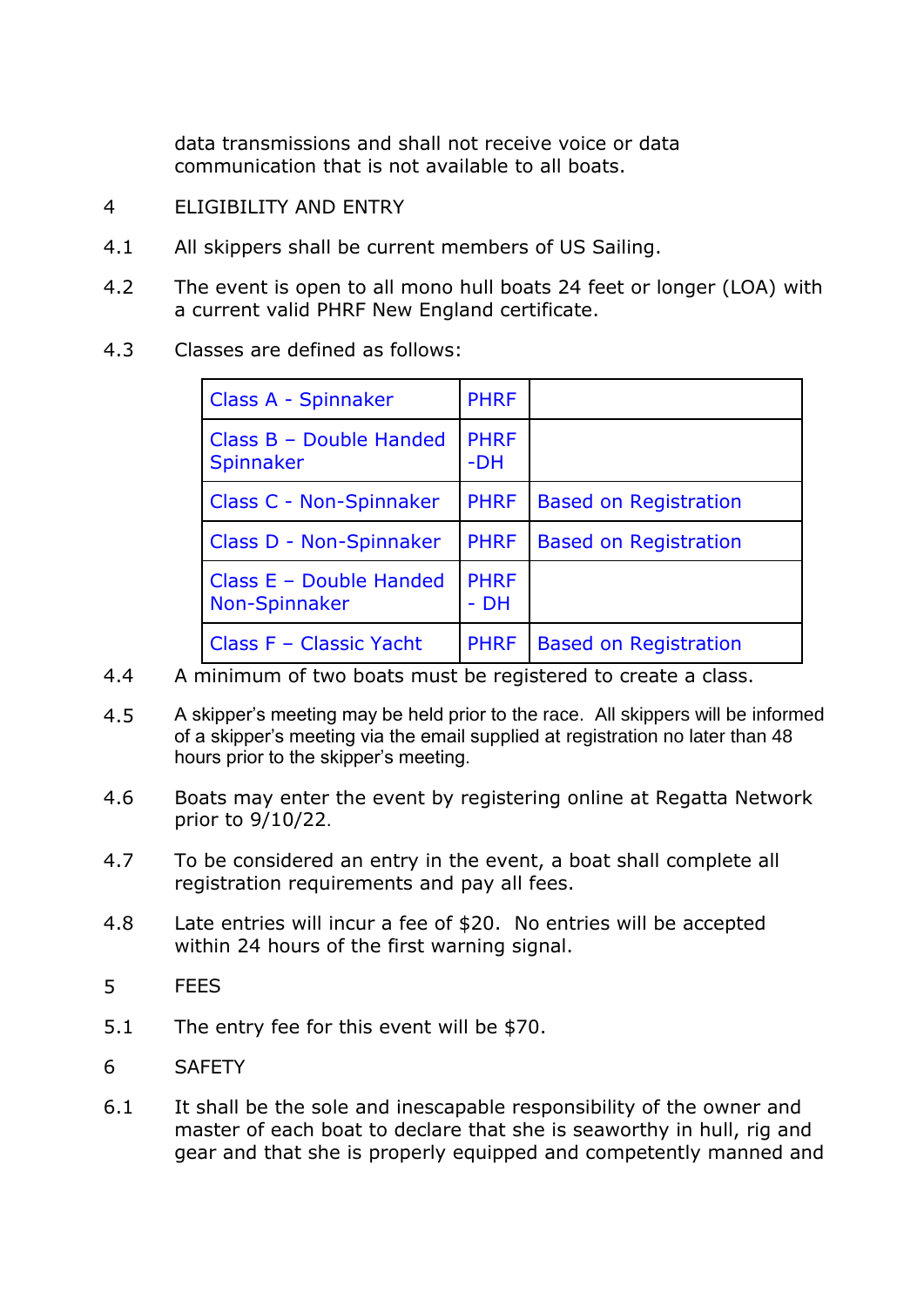data transmissions and shall not receive voice or data communication that is not available to all boats.

4 ELIGIBILITY AND ENTRY

4.1 All skippers shall be current members of US Sailing.

4.2 The event is open to all mono hull boats 24 feet or longer (LOA) with a current valid PHRF New England certificate.

4.3 Classes are defined as follows:

| | | |
|---|---|---|
| Class A - Spinnaker | PHRF | |
| Class B – Double Handed Spinnaker | PHRF -DH | |
| Class C - Non-Spinnaker | PHRF | Based on Registration |
| Class D - Non-Spinnaker | PHRF | Based on Registration |
| Class E – Double Handed Non-Spinnaker | PHRF - DH | |
| Class F – Classic Yacht | PHRF | Based on Registration |

4.4 A minimum of two boats must be registered to create a class.

4.5 A skipper's meeting may be held prior to the race. All skippers will be informed of a skipper's meeting via the email supplied at registration no later than 48 hours prior to the skipper's meeting.

4.6 Boats may enter the event by registering online at Regatta Network prior to 9/10/22.

4.7 To be considered an entry in the event, a boat shall complete all registration requirements and pay all fees.

4.8 Late entries will incur a fee of $20. No entries will be accepted within 24 hours of the first warning signal.

5 FEES

5.1 The entry fee for this event will be $70.

6 SAFETY

6.1 It shall be the sole and inescapable responsibility of the owner and master of each boat to declare that she is seaworthy in hull, rig and gear and that she is properly equipped and competently manned and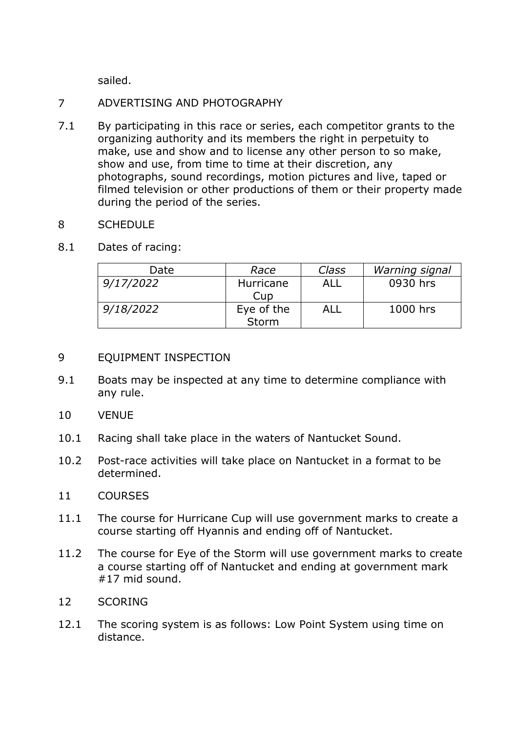sailed.

## 7 ADVERTISING AND PHOTOGRAPHY

7.1 By participating in this race or series, each competitor grants to the organizing authority and its members the right in perpetuity to make, use and show and to license any other person to so make, show and use, from time to time at their discretion, any photographs, sound recordings, motion pictures and live, taped or filmed television or other productions of them or their property made during the period of the series.

## 8 SCHEDULE

8.1 Dates of racing:

| Date | *Race* | *Class* | *Warning signal* |
|---|---|---|---|
| *9/17/2022* | Hurricane Cup | ALL | 0930 hrs |
| *9/18/2022* | Eye of the Storm | ALL | 1000 hrs |

## 9 EQUIPMENT INSPECTION

9.1 Boats may be inspected at any time to determine compliance with any rule.

## 10 VENUE

10.1 Racing shall take place in the waters of Nantucket Sound.

10.2 Post-race activities will take place on Nantucket in a format to be determined.

## 11 COURSES

11.1 The course for Hurricane Cup will use government marks to create a course starting off Hyannis and ending off of Nantucket.

11.2 The course for Eye of the Storm will use government marks to create a course starting off of Nantucket and ending at government mark #17 mid sound.

## 12 SCORING

12.1 The scoring system is as follows: Low Point System using time on distance.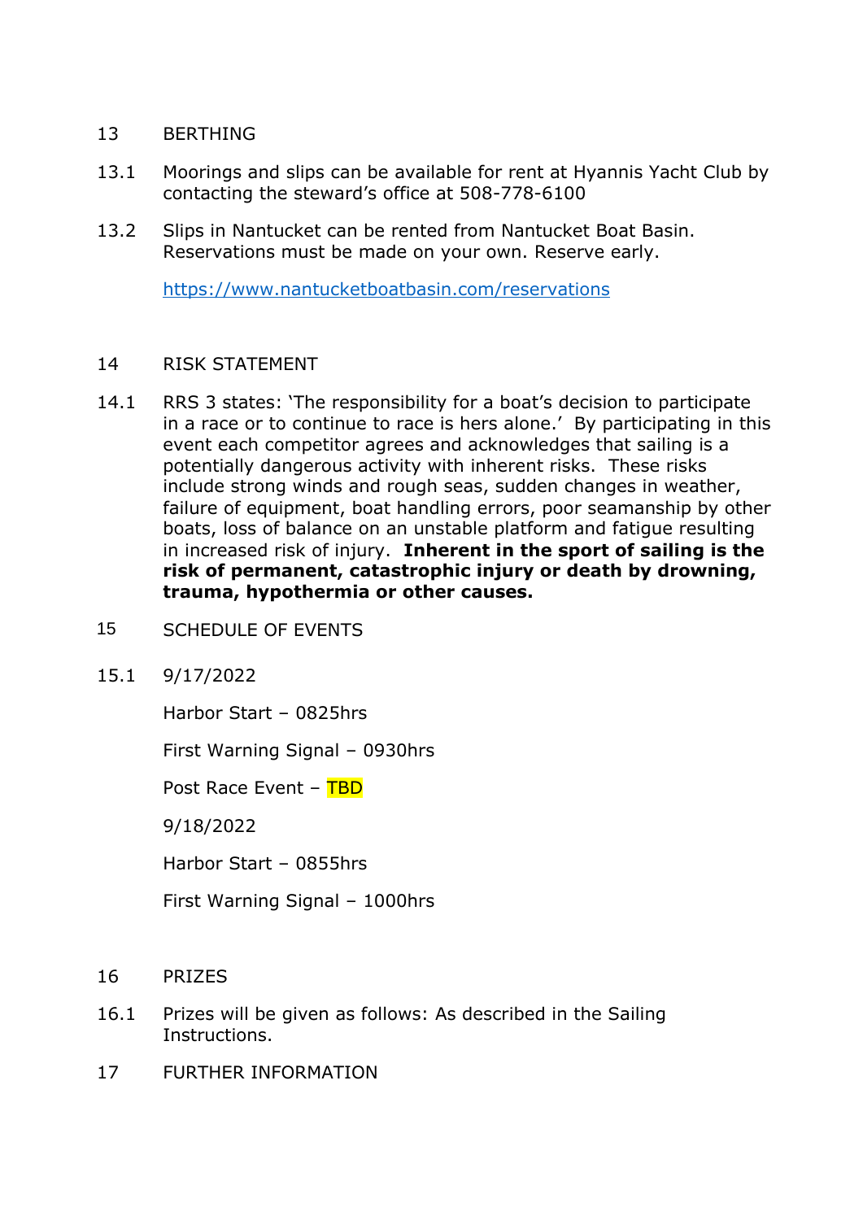## 13 BERTHING

13.1 Moorings and slips can be available for rent at Hyannis Yacht Club by contacting the steward's office at 508-778-6100

13.2 Slips in Nantucket can be rented from Nantucket Boat Basin. Reservations must be made on your own. Reserve early.

https://www.nantucketboatbasin.com/reservations

## 14 RISK STATEMENT

14.1 RRS 3 states: 'The responsibility for a boat's decision to participate in a race or to continue to race is hers alone.' By participating in this event each competitor agrees and acknowledges that sailing is a potentially dangerous activity with inherent risks. These risks include strong winds and rough seas, sudden changes in weather, failure of equipment, boat handling errors, poor seamanship by other boats, loss of balance on an unstable platform and fatigue resulting in increased risk of injury. **Inherent in the sport of sailing is the risk of permanent, catastrophic injury or death by drowning, trauma, hypothermia or other causes.**

## 15 SCHEDULE OF EVENTS

15.1 9/17/2022

Harbor Start – 0825hrs

First Warning Signal – 0930hrs

Post Race Event – TBD

9/18/2022

Harbor Start – 0855hrs

First Warning Signal – 1000hrs

## 16 PRIZES

16.1 Prizes will be given as follows: As described in the Sailing Instructions.

## 17 FURTHER INFORMATION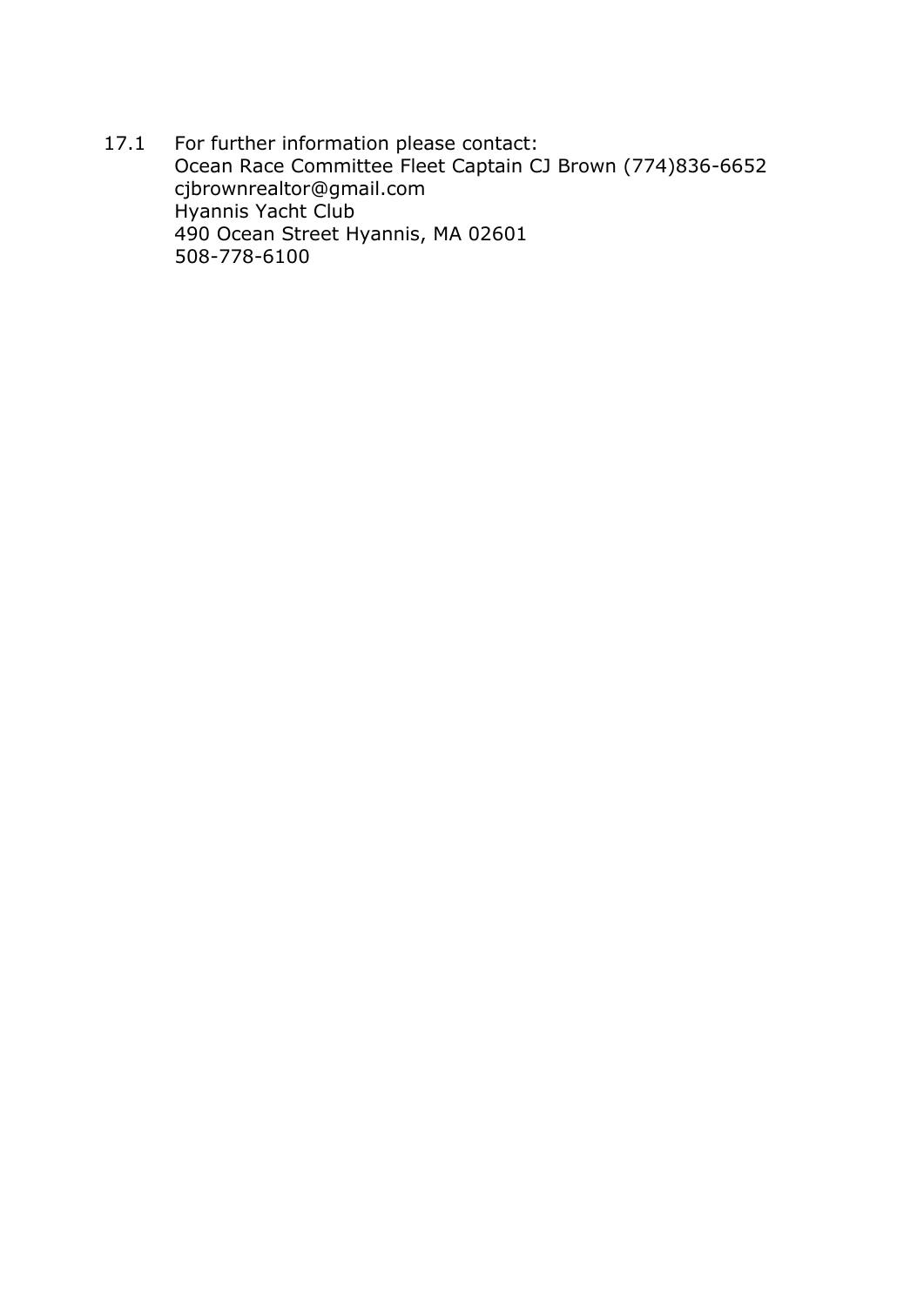17.1 For further information please contact:
Ocean Race Committee Fleet Captain CJ Brown (774)836-6652
cjbrownrealtor@gmail.com
Hyannis Yacht Club
490 Ocean Street Hyannis, MA 02601
508-778-6100